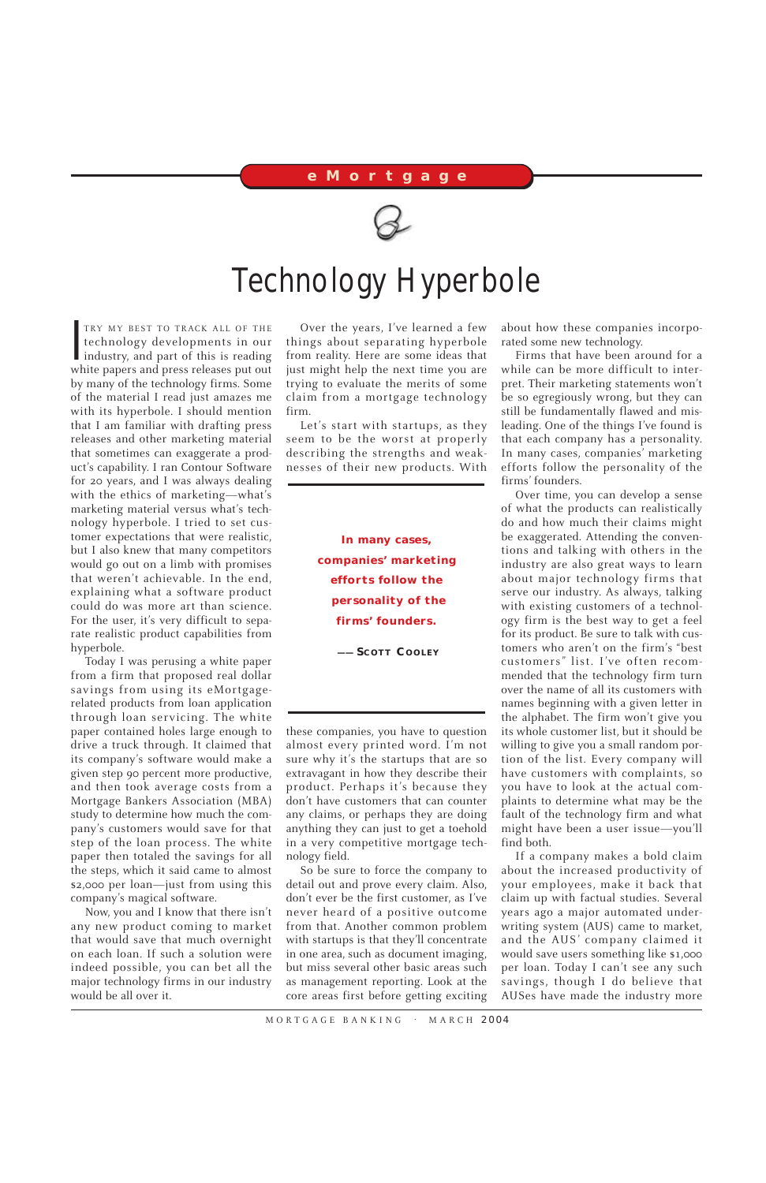eMortgage

# Technology Hyperbole

I try my best to track all of the technology developments in our industry, and part of this is reading white papers and press releases put out by many of the technology firms. Some of the material I read just amazes me with its hyperbole. I should mention that I am familiar with drafting press releases and other marketing material that sometimes can exaggerate a product's capability. I ran Contour Software for 20 years, and I was always dealing with the ethics of marketing—what's marketing material versus what's technology hyperbole. I tried to set customer expectations that were realistic, but I also knew that many competitors would go out on a limb with promises that weren't achievable. In the end, explaining what a software product could do was more art than science. For the user, it's very difficult to separate realistic product capabilities from hyperbole.

Today I was perusing a white paper from a firm that proposed real dollar savings from using its eMortgage-related products from loan application through loan servicing. The white paper contained holes large enough to drive a truck through. It claimed that its company's software would make a given step 90 percent more productive, and then took average costs from a Mortgage Bankers Association (MBA) study to determine how much the company's customers would save for that step of the loan process. The white paper then totaled the savings for all the steps, which it said came to almost $2,000 per loan—just from using this company's magical software.

Now, you and I know that there isn't any new product coming to market that would save that much overnight on each loan. If such a solution were indeed possible, you can bet all the major technology firms in our industry would be all over it.

Over the years, I've learned a few things about separating hyperbole from reality. Here are some ideas that just might help the next time you are trying to evaluate the merits of some claim from a mortgage technology firm.

Let's start with startups, as they seem to be the worst at properly describing the strengths and weaknesses of their new products. With these companies, you have to question almost every printed word. I'm not sure why it's the startups that are so extravagant in how they describe their product. Perhaps it's because they don't have customers that can counter any claims, or perhaps they are doing anything they can just to get a toehold in a very competitive mortgage technology field.

**In many cases, companies' marketing efforts follow the personality of the firms' founders.**

**—Scott Cooley**

So be sure to force the company to detail out and prove every claim. Also, don't ever be the first customer, as I've never heard of a positive outcome from that. Another common problem with startups is that they'll concentrate in one area, such as document imaging, but miss several other basic areas such as management reporting. Look at the core areas first before getting exciting about how these companies incorporated some new technology.

Firms that have been around for a while can be more difficult to interpret. Their marketing statements won't be so egregiously wrong, but they can still be fundamentally flawed and misleading. One of the things I've found is that each company has a personality. In many cases, companies' marketing efforts follow the personality of the firms' founders.

Over time, you can develop a sense of what the products can realistically do and how much their claims might be exaggerated. Attending the conventions and talking with others in the industry are also great ways to learn about major technology firms that serve our industry. As always, talking with existing customers of a technology firm is the best way to get a feel for its product. Be sure to talk with customers who aren't on the firm's "best customers" list. I've often recommended that the technology firm turn over the name of all its customers with names beginning with a given letter in the alphabet. The firm won't give you its whole customer list, but it should be willing to give you a small random portion of the list. Every company will have customers with complaints, so you have to look at the actual complaints to determine what may be the fault of the technology firm and what might have been a user issue—you'll find both.

If a company makes a bold claim about the increased productivity of your employees, make it back that claim up with factual studies. Several years ago a major automated underwriting system (AUS) came to market, and the AUS' company claimed it would save users something like $1,000 per loan. Today I can't see any such savings, though I do believe that AUSes have made the industry more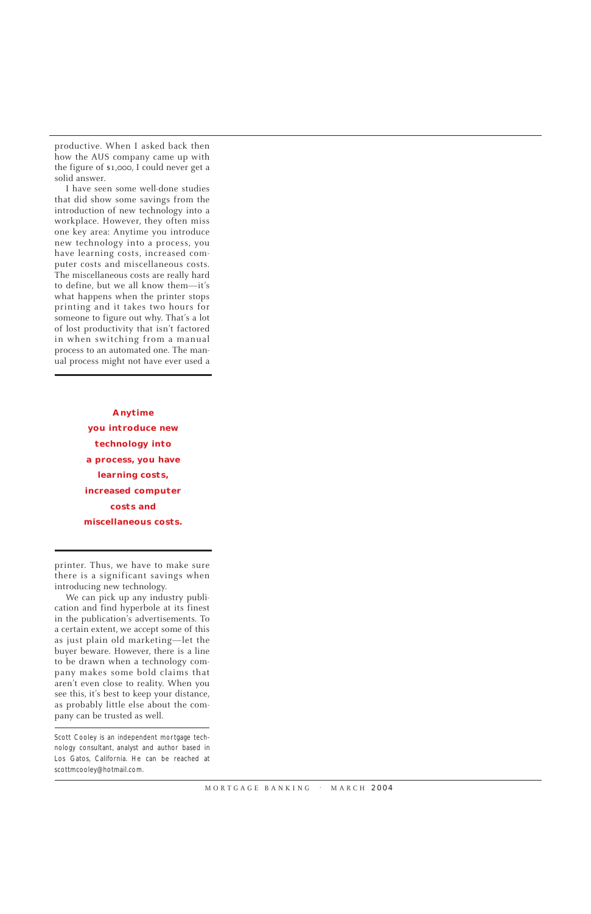productive. When I asked back then how the AUS company came up with the figure of $1,000, I could never get a solid answer.

I have seen some well-done studies that did show some savings from the introduction of new technology into a workplace. However, they often miss one key area: Anytime you introduce new technology into a process, you have learning costs, increased computer costs and miscellaneous costs. The miscellaneous costs are really hard to define, but we all know them—it's what happens when the printer stops printing and it takes two hours for someone to figure out why. That's a lot of lost productivity that isn't factored in when switching from a manual process to an automated one. The manual process might not have ever used a printer. Thus, we have to make sure there is a significant savings when introducing new technology.

**Anytime you introduce new technology into a process, you have learning costs, increased computer costs and miscellaneous costs.**

We can pick up any industry publication and find hyperbole at its finest in the publication's advertisements. To a certain extent, we accept some of this as just plain old marketing—let the buyer beware. However, there is a line to be drawn when a technology company makes some bold claims that aren't even close to reality. When you see this, it's best to keep your distance, as probably little else about the company can be trusted as well.

---

Scott Cooley is an independent mortgage technology consultant, analyst and author based in Los Gatos, California. He can be reached at scottmcooley@hotmail.com.